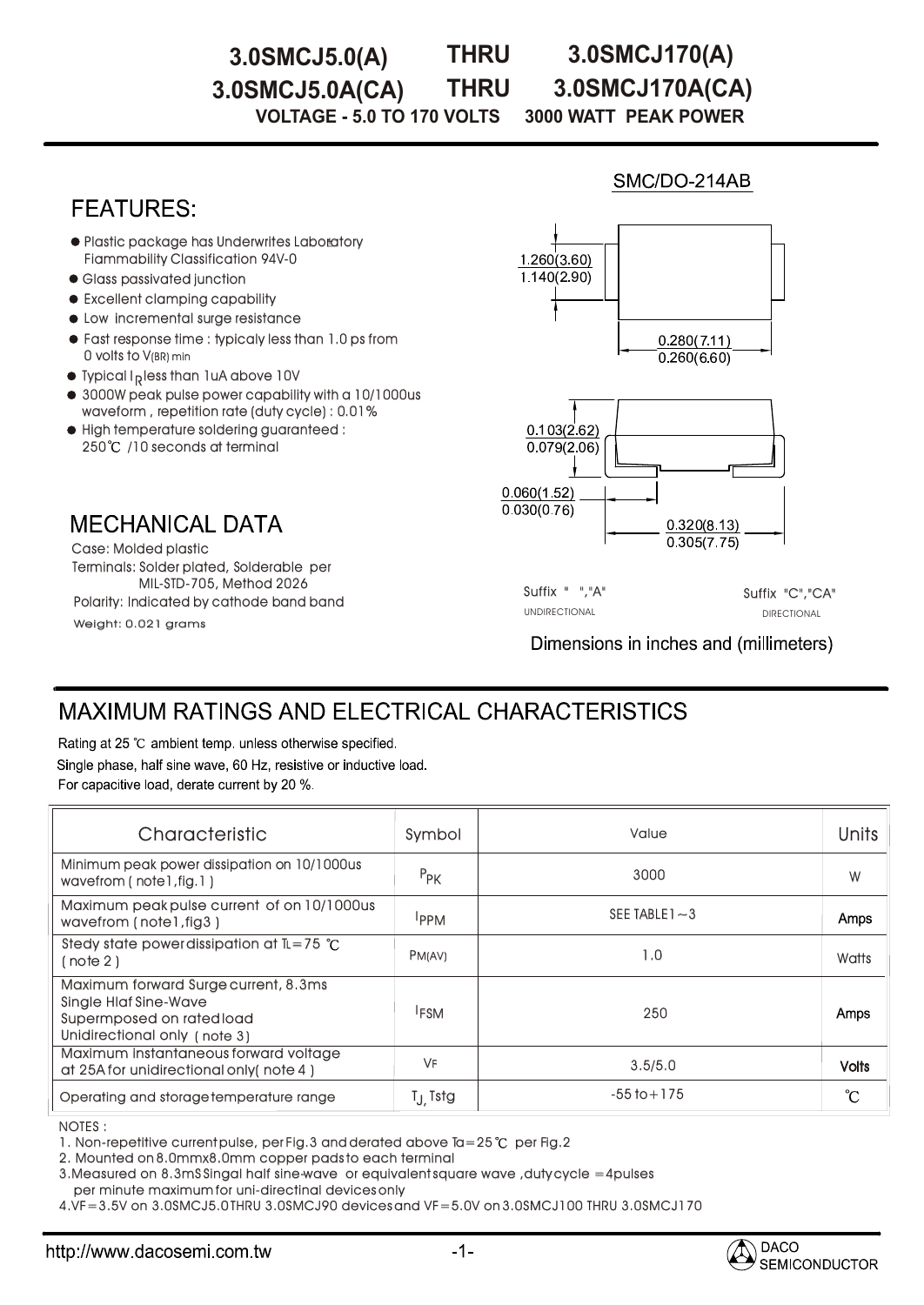# 3.0SMCJ5.0(A) THRU 3.0SMCJ170(A)
# 3.0SMCJ5.0A(CA) THRU 3.0SMCJ170A(CA)

**VOLTAGE - 5.0 TO 170 VOLTS 3000 WATT PEAK POWER**

SMC/DO-214AB

## FEATURES:

- Plastic package has Underwrites Laboratory Flammability Classification 94V-0
- Glass passivated junction
- Excellent clamping capability
- Low incremental surge resistance
- Fast response time : typicaly less than 1.0 ps from 0 volts to $V_{(BR)\ min}$
- Typical $I_R$ less than 1uA above 10V
- 3000W peak pulse power capability with a 10/1000us waveform , repetition rate (duty cycle) : 0.01%
- High temperature soldering guaranteed : 250℃ /10 seconds at terminal

1.260(3.60)
1.140(2.90)

0.280(7.11)
0.260(6.60)

0.103(2.62)
0.079(2.06)

0.060(1.52)
0.030(0.76)

0.320(8.13)
0.305(7.75)

## MECHANICAL DATA

Case: Molded plastic
Terminals: Solder plated, Solderable per MIL-STD-705, Method 2026
Polarity: Indicated by cathode band band
Weight: 0.021 grams

Suffix " ","A" UNIDIRECTIONAL

Suffix "C","CA" DIRECTIONAL

Dimensions in inches and (millimeters)

## MAXIMUM RATINGS AND ELECTRICAL CHARACTERISTICS

Rating at 25 ℃ ambient temp. unless otherwise specified.
Single phase, half sine wave, 60 Hz, resistive or inductive load.
For capacitive load, derate current by 20 %.

| Characteristic | Symbol | Value | Units |
|---|---|---|---|
| Minimum peak power dissipation on 10/1000us wavefrom ( note1,fig.1 ) | $P_{PK}$ | 3000 | W |
| Maximum peak pulse current of on 10/1000us wavefrom (note1,fig3 ) | $I_{PPM}$ | SEE TABLE1～3 | Amps |
| Stedy state powerdissipation at TL=75 ℃ ( note 2 ) | $P_{M(AV)}$ | 1.0 | Watts |
| Maximum forward Surge current, 8.3ms Single Hlaf Sine-Wave Supermposed on ratedload Unidirectional only ( note 3) | $I_{FSM}$ | 250 | Amps |
| Maximum instantaneous forward voltage at 25A for unidirectional only( note 4 ) | $V_F$ | 3.5/5.0 | Volts |
| Operating and storage temperature range | $T_J$, Tstg | -55 to+175 | ℃ |

NOTES :
1. Non-repetitive current pulse, per Fig.3 and derated above Ta=25℃ per Fig.2
2. Mounted on 8.0mmx8.0mm copper pads to each terminal
3. Measured on 8.3mS Singal half sine-wave or equivalent square wave ,duty cycle =4pulses per minute maximum for uni-directinal devices only
4. VF=3.5V on 3.0SMCJ5.0 THRU 3.0SMCJ90 devices and VF=5.0V on 3.0SMCJ100 THRU 3.0SMCJ170

http://www.dacosemi.com.tw

DACO SEMICONDUCTOR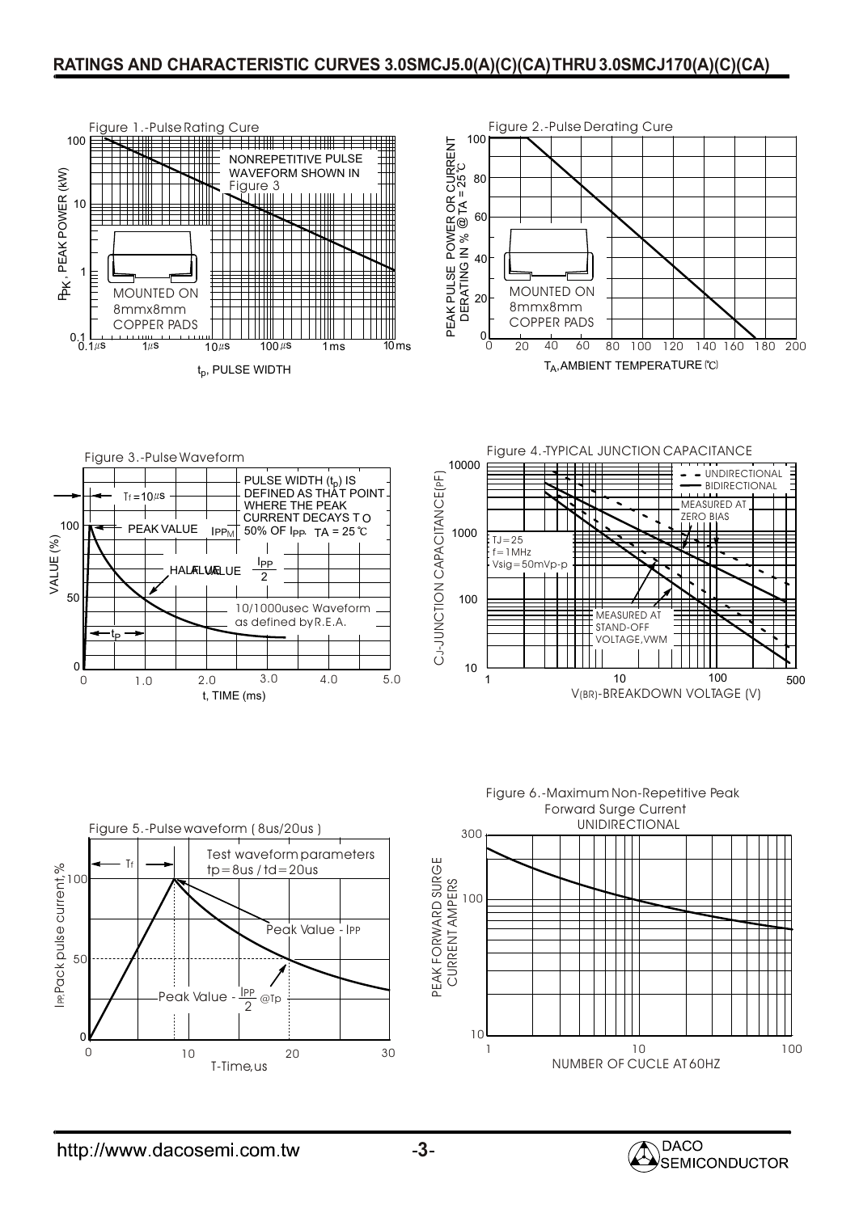## RATINGS AND CHARACTERISTIC CURVES 3.0SMCJ5.0(A)(C)(CA) THRU 3.0SMCJ170(A)(C)(CA)

Figure 1.-Pulse Rating Cure

$P_{PK}$, PEAK POWER (kW)

NONREPETITIVE PULSE WAVEFORM SHOWN IN Figure 3

MOUNTED ON 8mmx8mm COPPER PADS

$t_p$, PULSE WIDTH

Figure 2.-Pulse Derating Cure

PEAK PULSE POWER OR CURRENT DERATING IN % @ TA = 25℃

MOUNTED ON 8mmx8mm COPPER PADS

$T_A$, AMBIENT TEMPERATURE (℃)

Figure 3.-Pulse Waveform

Tf = 10μs

PEAK VALUE $I_{PPM}$

PULSE WIDTH ($t_p$) IS DEFINED AS THAT POINT WHERE THE PEAK CURRENT DECAYS TO 50% OF $I_{PP}$. TA = 25℃

HALF VALUE $\frac{I_{PP}}{2}$

10/1000usec Waveform as defined by R.E.A.

$t_P$

VALUE (%)

t, TIME (ms)

Figure 4.-TYPICAL JUNCTION CAPACITANCE

UNIDIRECTIONAL

BIDIRECTIONAL

MEASURED AT ZERO BIAS

TJ = 25
f = 1MHz
Vsig = 50mVp-p

MEASURED AT STAND-OFF VOLTAGE, VWM

CJ-JUNCTION CAPACITANCE (pF)

V(BR)-BREAKDOWN VOLTAGE (V)

Figure 5.-Pulse waveform ( 8us/20us )

Test waveform parameters
tp = 8us / td = 20us

Tf

Peak Value - IPP

Peak Value - $\frac{I_{PP}}{2}$ @Tp

IPP, Pack pulse current, %

T-Time, us

Figure 6.-Maximum Non-Repetitive Peak Forward Surge Current UNIDIRECTIONAL

PEAK FORWARD SURGE CURRENT AMPERS

NUMBER OF CUCLE AT 60HZ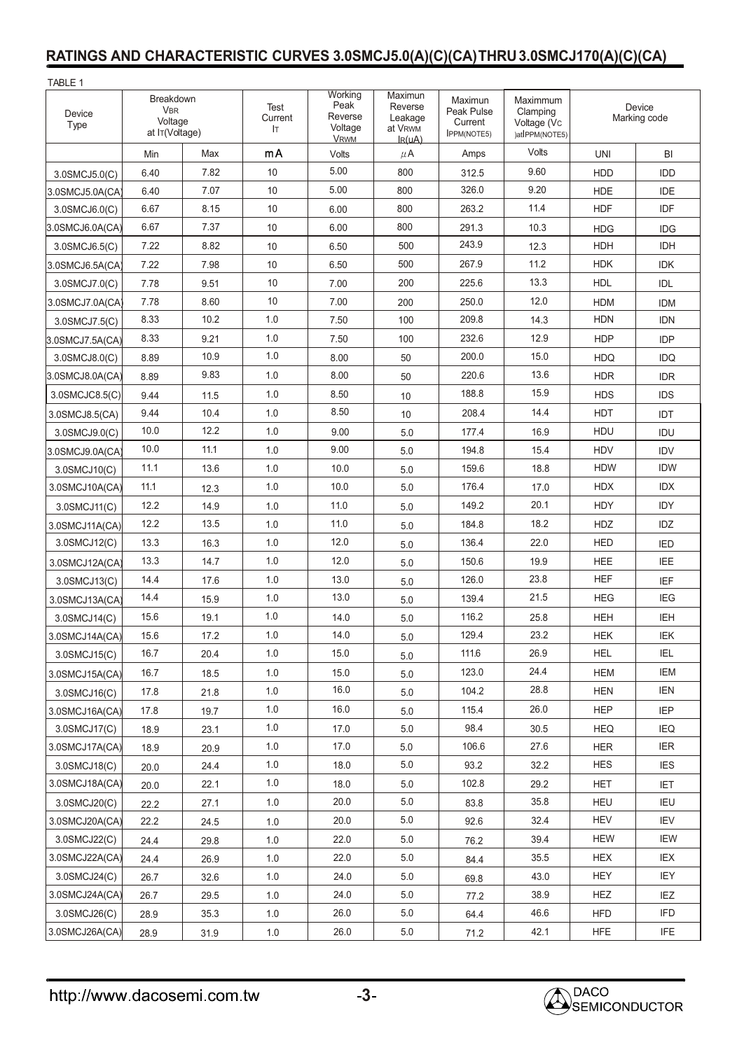## RATINGS AND CHARACTERISTIC CURVES 3.0SMCJ5.0(A)(C)(CA) THRU 3.0SMCJ170(A)(C)(CA)

TABLE 1

| Device Type | Breakdown $V_{BR}$ Voltage at $I_T$(Voltage) | | Test Current $I_T$ | Working Peak Reverse Voltage $V_{RWM}$ | Maximun Reverse Leakage at $V_{RWM}$ $I_R$(uA) | Maximun Peak Pulse Current $I_{PPM}$(NOTE5) | Maximmum Clamping Voltage ($V_C$) at $I_{PPM}$(NOTE5) | Device Marking code | |
|---|---|---|---|---|---|---|---|---|---|
| | Min | Max | mA | Volts | μA | Amps | Volts | UNI | BI |
| 3.0SMCJ5.0(C) | 6.40 | 7.82 | 10 | 5.00 | 800 | 312.5 | 9.60 | HDD | IDD |
| 3.0SMCJ5.0A(CA) | 6.40 | 7.07 | 10 | 5.00 | 800 | 326.0 | 9.20 | HDE | IDE |
| 3.0SMCJ6.0(C) | 6.67 | 8.15 | 10 | 6.00 | 800 | 263.2 | 11.4 | HDF | IDF |
| 3.0SMCJ6.0A(CA) | 6.67 | 7.37 | 10 | 6.00 | 800 | 291.3 | 10.3 | HDG | IDG |
| 3.0SMCJ6.5(C) | 7.22 | 8.82 | 10 | 6.50 | 500 | 243.9 | 12.3 | HDH | IDH |
| 3.0SMCJ6.5A(CA) | 7.22 | 7.98 | 10 | 6.50 | 500 | 267.9 | 11.2 | HDK | IDK |
| 3.0SMCJ7.0(C) | 7.78 | 9.51 | 10 | 7.00 | 200 | 225.6 | 13.3 | HDL | IDL |
| 3.0SMCJ7.0A(CA) | 7.78 | 8.60 | 10 | 7.00 | 200 | 250.0 | 12.0 | HDM | IDM |
| 3.0SMCJ7.5(C) | 8.33 | 10.2 | 1.0 | 7.50 | 100 | 209.8 | 14.3 | HDN | IDN |
| 3.0SMCJ7.5A(CA) | 8.33 | 9.21 | 1.0 | 7.50 | 100 | 232.6 | 12.9 | HDP | IDP |
| 3.0SMCJ8.0(C) | 8.89 | 10.9 | 1.0 | 8.00 | 50 | 200.0 | 15.0 | HDQ | IDQ |
| 3.0SMCJ8.0A(CA) | 8.89 | 9.83 | 1.0 | 8.00 | 50 | 220.6 | 13.6 | HDR | IDR |
| 3.0SMCJC8.5(C) | 9.44 | 11.5 | 1.0 | 8.50 | 10 | 188.8 | 15.9 | HDS | IDS |
| 3.0SMCJ8.5(CA) | 9.44 | 10.4 | 1.0 | 8.50 | 10 | 208.4 | 14.4 | HDT | IDT |
| 3.0SMCJ9.0(C) | 10.0 | 12.2 | 1.0 | 9.00 | 5.0 | 177.4 | 16.9 | HDU | IDU |
| 3.0SMCJ9.0A(CA) | 10.0 | 11.1 | 1.0 | 9.00 | 5.0 | 194.8 | 15.4 | HDV | IDV |
| 3.0SMCJ10(C) | 11.1 | 13.6 | 1.0 | 10.0 | 5.0 | 159.6 | 18.8 | HDW | IDW |
| 3.0SMCJ10A(CA) | 11.1 | 12.3 | 1.0 | 10.0 | 5.0 | 176.4 | 17.0 | HDX | IDX |
| 3.0SMCJ11(C) | 12.2 | 14.9 | 1.0 | 11.0 | 5.0 | 149.2 | 20.1 | HDY | IDY |
| 3.0SMCJ11A(CA) | 12.2 | 13.5 | 1.0 | 11.0 | 5.0 | 184.8 | 18.2 | HDZ | IDZ |
| 3.0SMCJ12(C) | 13.3 | 16.3 | 1.0 | 12.0 | 5.0 | 136.4 | 22.0 | HED | IED |
| 3.0SMCJ12A(CA) | 13.3 | 14.7 | 1.0 | 12.0 | 5.0 | 150.6 | 19.9 | HEE | IEE |
| 3.0SMCJ13(C) | 14.4 | 17.6 | 1.0 | 13.0 | 5.0 | 126.0 | 23.8 | HEF | IEF |
| 3.0SMCJ13A(CA) | 14.4 | 15.9 | 1.0 | 13.0 | 5.0 | 139.4 | 21.5 | HEG | IEG |
| 3.0SMCJ14(C) | 15.6 | 19.1 | 1.0 | 14.0 | 5.0 | 116.2 | 25.8 | HEH | IEH |
| 3.0SMCJ14A(CA) | 15.6 | 17.2 | 1.0 | 14.0 | 5.0 | 129.4 | 23.2 | HEK | IEK |
| 3.0SMCJ15(C) | 16.7 | 20.4 | 1.0 | 15.0 | 5.0 | 111.6 | 26.9 | HEL | IEL |
| 3.0SMCJ15A(CA) | 16.7 | 18.5 | 1.0 | 15.0 | 5.0 | 123.0 | 24.4 | HEM | IEM |
| 3.0SMCJ16(C) | 17.8 | 21.8 | 1.0 | 16.0 | 5.0 | 104.2 | 28.8 | HEN | IEN |
| 3.0SMCJ16A(CA) | 17.8 | 19.7 | 1.0 | 16.0 | 5.0 | 115.4 | 26.0 | HEP | IEP |
| 3.0SMCJ17(C) | 18.9 | 23.1 | 1.0 | 17.0 | 5.0 | 98.4 | 30.5 | HEQ | IEQ |
| 3.0SMCJ17A(CA) | 18.9 | 20.9 | 1.0 | 17.0 | 5.0 | 106.6 | 27.6 | HER | IER |
| 3.0SMCJ18(C) | 20.0 | 24.4 | 1.0 | 18.0 | 5.0 | 93.2 | 32.2 | HES | IES |
| 3.0SMCJ18A(CA) | 20.0 | 22.1 | 1.0 | 18.0 | 5.0 | 102.8 | 29.2 | HET | IET |
| 3.0SMCJ20(C) | 22.2 | 27.1 | 1.0 | 20.0 | 5.0 | 83.8 | 35.8 | HEU | IEU |
| 3.0SMCJ20A(CA) | 22.2 | 24.5 | 1.0 | 20.0 | 5.0 | 92.6 | 32.4 | HEV | IEV |
| 3.0SMCJ22(C) | 24.4 | 29.8 | 1.0 | 22.0 | 5.0 | 76.2 | 39.4 | HEW | IEW |
| 3.0SMCJ22A(CA) | 24.4 | 26.9 | 1.0 | 22.0 | 5.0 | 84.4 | 35.5 | HEX | IEX |
| 3.0SMCJ24(C) | 26.7 | 32.6 | 1.0 | 24.0 | 5.0 | 69.8 | 43.0 | HEY | IEY |
| 3.0SMCJ24A(CA) | 26.7 | 29.5 | 1.0 | 24.0 | 5.0 | 77.2 | 38.9 | HEZ | IEZ |
| 3.0SMCJ26(C) | 28.9 | 35.3 | 1.0 | 26.0 | 5.0 | 64.4 | 46.6 | HFD | IFD |
| 3.0SMCJ26A(CA) | 28.9 | 31.9 | 1.0 | 26.0 | 5.0 | 71.2 | 42.1 | HFE | IFE |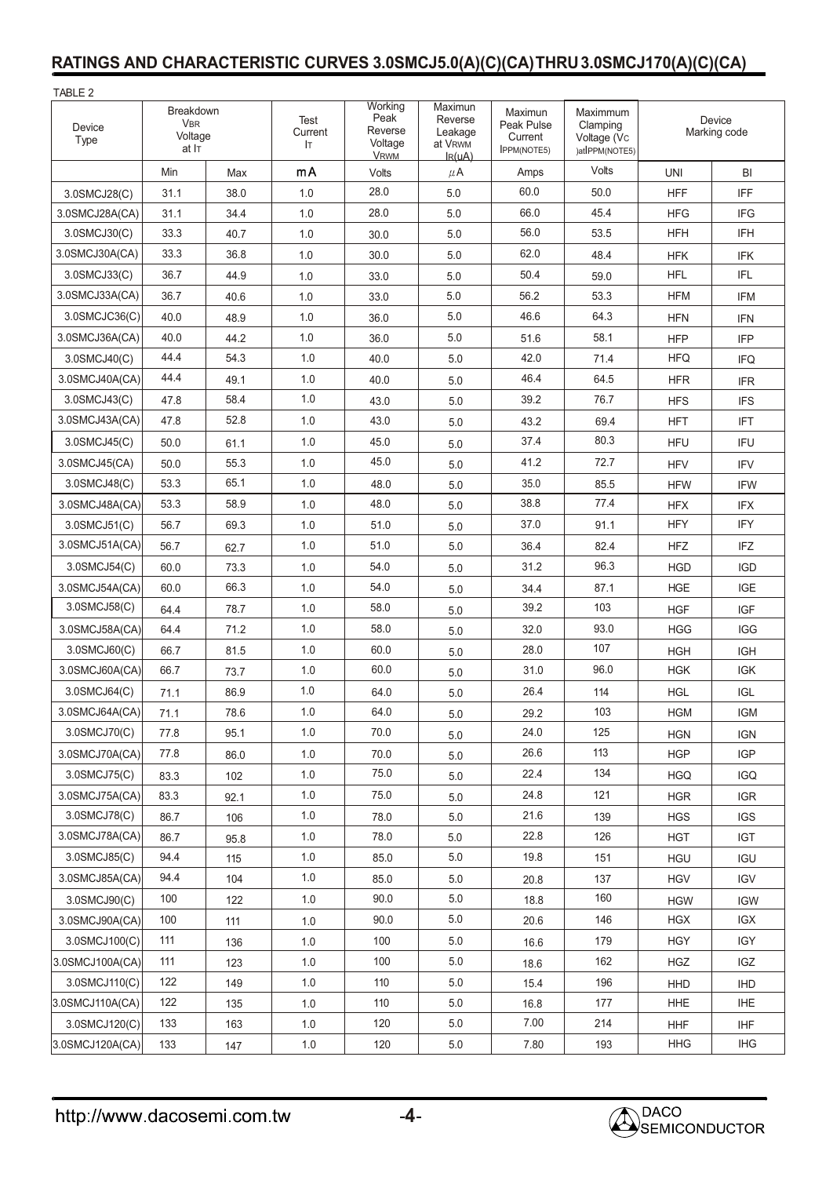## RATINGS AND CHARACTERISTIC CURVES 3.0SMCJ5.0(A)(C)(CA) THRU 3.0SMCJ170(A)(C)(CA)

TABLE 2

| Device Type | Breakdown $V_{BR}$ Voltage at $I_T$ | | Test Current $I_T$ | Working Peak Reverse Voltage $V_{RWM}$ | Maximun Reverse Leakage at $V_{RWM}$ $I_R$(uA) | Maximun Peak Pulse Current $I_{PPM}$(NOTE5) | Maximmum Clamping Voltage ($V_C$ )at $I_{PPM}$(NOTE5) | Device Marking code | |
|---|---|---|---|---|---|---|---|---|---|
| | Min | Max | mA | Volts | μA | Amps | Volts | UNI | BI |
| 3.0SMCJ28(C) | 31.1 | 38.0 | 1.0 | 28.0 | 5.0 | 60.0 | 50.0 | HFF | IFF |
| 3.0SMCJ28A(CA) | 31.1 | 34.4 | 1.0 | 28.0 | 5.0 | 66.0 | 45.4 | HFG | IFG |
| 3.0SMCJ30(C) | 33.3 | 40.7 | 1.0 | 30.0 | 5.0 | 56.0 | 53.5 | HFH | IFH |
| 3.0SMCJ30A(CA) | 33.3 | 36.8 | 1.0 | 30.0 | 5.0 | 62.0 | 48.4 | HFK | IFK |
| 3.0SMCJ33(C) | 36.7 | 44.9 | 1.0 | 33.0 | 5.0 | 50.4 | 59.0 | HFL | IFL |
| 3.0SMCJ33A(CA) | 36.7 | 40.6 | 1.0 | 33.0 | 5.0 | 56.2 | 53.3 | HFM | IFM |
| 3.0SMCJC36(C) | 40.0 | 48.9 | 1.0 | 36.0 | 5.0 | 46.6 | 64.3 | HFN | IFN |
| 3.0SMCJ36A(CA) | 40.0 | 44.2 | 1.0 | 36.0 | 5.0 | 51.6 | 58.1 | HFP | IFP |
| 3.0SMCJ40(C) | 44.4 | 54.3 | 1.0 | 40.0 | 5.0 | 42.0 | 71.4 | HFQ | IFQ |
| 3.0SMCJ40A(CA) | 44.4 | 49.1 | 1.0 | 40.0 | 5.0 | 46.4 | 64.5 | HFR | IFR |
| 3.0SMCJ43(C) | 47.8 | 58.4 | 1.0 | 43.0 | 5.0 | 39.2 | 76.7 | HFS | IFS |
| 3.0SMCJ43A(CA) | 47.8 | 52.8 | 1.0 | 43.0 | 5.0 | 43.2 | 69.4 | HFT | IFT |
| 3.0SMCJ45(C) | 50.0 | 61.1 | 1.0 | 45.0 | 5.0 | 37.4 | 80.3 | HFU | IFU |
| 3.0SMCJ45(CA) | 50.0 | 55.3 | 1.0 | 45.0 | 5.0 | 41.2 | 72.7 | HFV | IFV |
| 3.0SMCJ48(C) | 53.3 | 65.1 | 1.0 | 48.0 | 5.0 | 35.0 | 85.5 | HFW | IFW |
| 3.0SMCJ48A(CA) | 53.3 | 58.9 | 1.0 | 48.0 | 5.0 | 38.8 | 77.4 | HFX | IFX |
| 3.0SMCJ51(C) | 56.7 | 69.3 | 1.0 | 51.0 | 5.0 | 37.0 | 91.1 | HFY | IFY |
| 3.0SMCJ51A(CA) | 56.7 | 62.7 | 1.0 | 51.0 | 5.0 | 36.4 | 82.4 | HFZ | IFZ |
| 3.0SMCJ54(C) | 60.0 | 73.3 | 1.0 | 54.0 | 5.0 | 31.2 | 96.3 | HGD | IGD |
| 3.0SMCJ54A(CA) | 60.0 | 66.3 | 1.0 | 54.0 | 5.0 | 34.4 | 87.1 | HGE | IGE |
| 3.0SMCJ58(C) | 64.4 | 78.7 | 1.0 | 58.0 | 5.0 | 39.2 | 103 | HGF | IGF |
| 3.0SMCJ58A(CA) | 64.4 | 71.2 | 1.0 | 58.0 | 5.0 | 32.0 | 93.0 | HGG | IGG |
| 3.0SMCJ60(C) | 66.7 | 81.5 | 1.0 | 60.0 | 5.0 | 28.0 | 107 | HGH | IGH |
| 3.0SMCJ60A(CA) | 66.7 | 73.7 | 1.0 | 60.0 | 5.0 | 31.0 | 96.0 | HGK | IGK |
| 3.0SMCJ64(C) | 71.1 | 86.9 | 1.0 | 64.0 | 5.0 | 26.4 | 114 | HGL | IGL |
| 3.0SMCJ64A(CA) | 71.1 | 78.6 | 1.0 | 64.0 | 5.0 | 29.2 | 103 | HGM | IGM |
| 3.0SMCJ70(C) | 77.8 | 95.1 | 1.0 | 70.0 | 5.0 | 24.0 | 125 | HGN | IGN |
| 3.0SMCJ70A(CA) | 77.8 | 86.0 | 1.0 | 70.0 | 5.0 | 26.6 | 113 | HGP | IGP |
| 3.0SMCJ75(C) | 83.3 | 102 | 1.0 | 75.0 | 5.0 | 22.4 | 134 | HGQ | IGQ |
| 3.0SMCJ75A(CA) | 83.3 | 92.1 | 1.0 | 75.0 | 5.0 | 24.8 | 121 | HGR | IGR |
| 3.0SMCJ78(C) | 86.7 | 106 | 1.0 | 78.0 | 5.0 | 21.6 | 139 | HGS | IGS |
| 3.0SMCJ78A(CA) | 86.7 | 95.8 | 1.0 | 78.0 | 5.0 | 22.8 | 126 | HGT | IGT |
| 3.0SMCJ85(C) | 94.4 | 115 | 1.0 | 85.0 | 5.0 | 19.8 | 151 | HGU | IGU |
| 3.0SMCJ85A(CA) | 94.4 | 104 | 1.0 | 85.0 | 5.0 | 20.8 | 137 | HGV | IGV |
| 3.0SMCJ90(C) | 100 | 122 | 1.0 | 90.0 | 5.0 | 18.8 | 160 | HGW | IGW |
| 3.0SMCJ90A(CA) | 100 | 111 | 1.0 | 90.0 | 5.0 | 20.6 | 146 | HGX | IGX |
| 3.0SMCJ100(C) | 111 | 136 | 1.0 | 100 | 5.0 | 16.6 | 179 | HGY | IGY |
| 3.0SMCJ100A(CA) | 111 | 123 | 1.0 | 100 | 5.0 | 18.6 | 162 | HGZ | IGZ |
| 3.0SMCJ110(C) | 122 | 149 | 1.0 | 110 | 5.0 | 15.4 | 196 | HHD | IHD |
| 3.0SMCJ110A(CA) | 122 | 135 | 1.0 | 110 | 5.0 | 16.8 | 177 | HHE | IHE |
| 3.0SMCJ120(C) | 133 | 163 | 1.0 | 120 | 5.0 | 7.00 | 214 | HHF | IHF |
| 3.0SMCJ120A(CA) | 133 | 147 | 1.0 | 120 | 5.0 | 7.80 | 193 | HHG | IHG |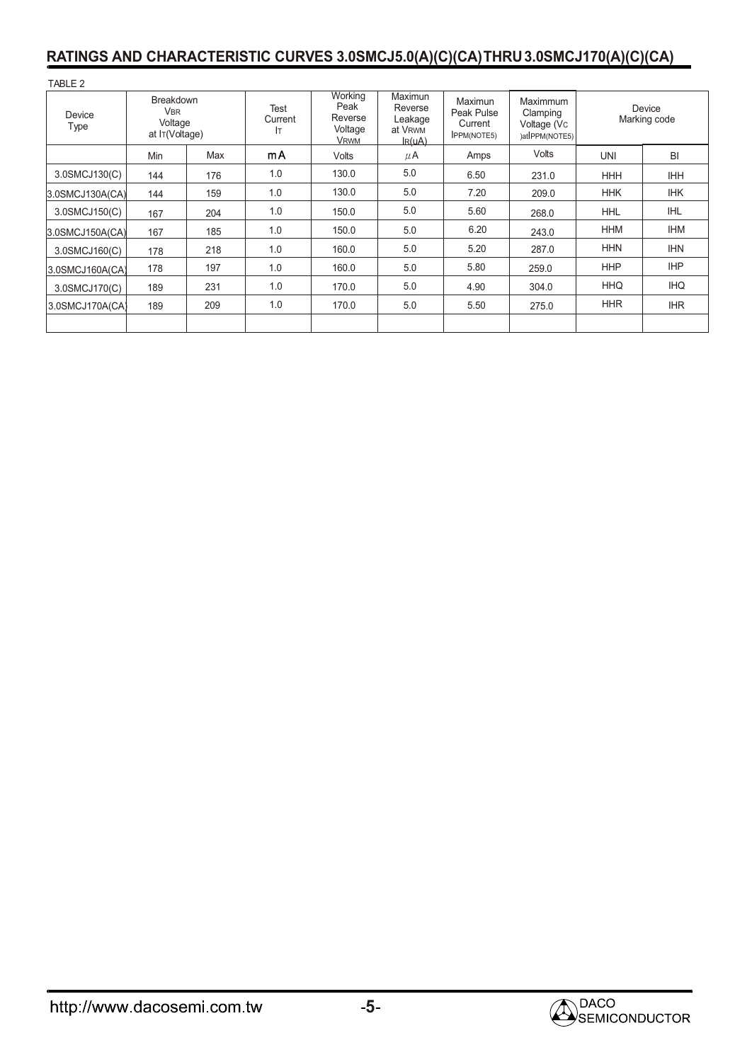## RATINGS AND CHARACTERISTIC CURVES 3.0SMCJ5.0(A)(C)(CA) THRU 3.0SMCJ170(A)(C)(CA)

TABLE 2

| Device Type | Breakdown $V_{BR}$ Voltage at $I_T$(Voltage) | | Test Current $I_T$ | Working Peak Reverse Voltage $V_{RWM}$ | Maximun Reverse Leakage at $V_{RWM}$ $I_R$(uA) | Maximun Peak Pulse Current $I_{PPM}$(NOTE5) | Maximmum Clamping Voltage ($V_C$ )at$I_{PPM}$(NOTE5) | Device Marking code | |
|---|---|---|---|---|---|---|---|---|---|
| | Min | Max | mA | Volts | μA | Amps | Volts | UNI | BI |
| 3.0SMCJ130(C) | 144 | 176 | 1.0 | 130.0 | 5.0 | 6.50 | 231.0 | HHH | IHH |
| 3.0SMCJ130A(CA) | 144 | 159 | 1.0 | 130.0 | 5.0 | 7.20 | 209.0 | HHK | IHK |
| 3.0SMCJ150(C) | 167 | 204 | 1.0 | 150.0 | 5.0 | 5.60 | 268.0 | HHL | IHL |
| 3.0SMCJ150A(CA) | 167 | 185 | 1.0 | 150.0 | 5.0 | 6.20 | 243.0 | HHM | IHM |
| 3.0SMCJ160(C) | 178 | 218 | 1.0 | 160.0 | 5.0 | 5.20 | 287.0 | HHN | IHN |
| 3.0SMCJ160A(CA) | 178 | 197 | 1.0 | 160.0 | 5.0 | 5.80 | 259.0 | HHP | IHP |
| 3.0SMCJ170(C) | 189 | 231 | 1.0 | 170.0 | 5.0 | 4.90 | 304.0 | HHQ | IHQ |
| 3.0SMCJ170A(CA) | 189 | 209 | 1.0 | 170.0 | 5.0 | 5.50 | 275.0 | HHR | IHR |
| | | | | | | | | | |

http://www.dacosemi.com.tw

DACO SEMICONDUCTOR